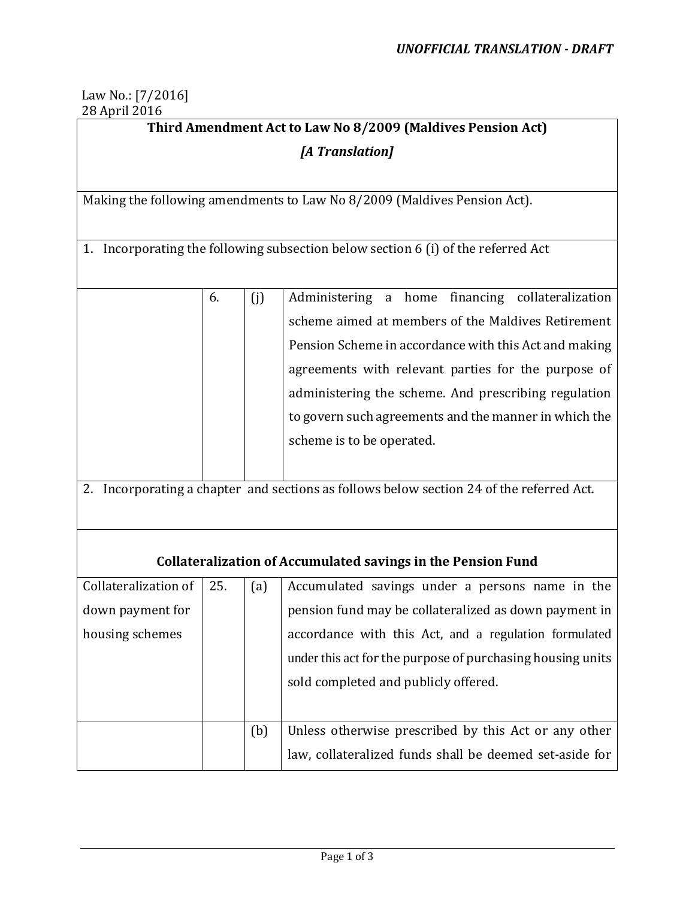*UNOFFICIAL TRANSLATION - DRAFT*

Law No.: [7/2016]
28 April 2016

**Third Amendment Act to Law No 8/2009 (Maldives Pension Act)**

***[A Translation]***

Making the following amendments to Law No 8/2009 (Maldives Pension Act).

1. Incorporating the following subsection below section 6 (i) of the referred Act

| | | | |
|---|---|---|---|
| | 6. | (j) | Administering a home financing collateralization scheme aimed at members of the Maldives Retirement Pension Scheme in accordance with this Act and making agreements with relevant parties for the purpose of administering the scheme. And prescribing regulation to govern such agreements and the manner in which the scheme is to be operated. |

2. Incorporating a chapter and sections as follows below section 24 of the referred Act.

**Collateralization of Accumulated savings in the Pension Fund**

| | | | |
|---|---|---|---|
| Collateralization of down payment for housing schemes | 25. | (a) | Accumulated savings under a persons name in the pension fund may be collateralized as down payment in accordance with this Act, and a regulation formulated under this act for the purpose of purchasing housing units sold completed and publicly offered. |
| | | (b) | Unless otherwise prescribed by this Act or any other law, collateralized funds shall be deemed set-aside for |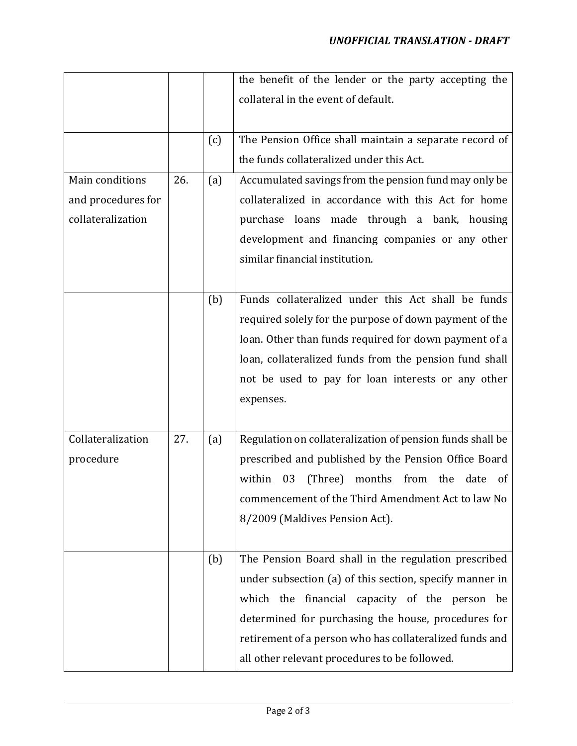| | | | |
|---|---|---|---|
| | | | the benefit of the lender or the party accepting the collateral in the event of default. |
| | | (c) | The Pension Office shall maintain a separate record of the funds collateralized under this Act. |
| Main conditions and procedures for collateralization | 26. | (a) | Accumulated savings from the pension fund may only be collateralized in accordance with this Act for home purchase loans made through a bank, housing development and financing companies or any other similar financial institution. |
| | | (b) | Funds collateralized under this Act shall be funds required solely for the purpose of down payment of the loan. Other than funds required for down payment of a loan, collateralized funds from the pension fund shall not be used to pay for loan interests or any other expenses. |
| Collateralization procedure | 27. | (a) | Regulation on collateralization of pension funds shall be prescribed and published by the Pension Office Board within 03 (Three) months from the date of commencement of the Third Amendment Act to law No 8/2009 (Maldives Pension Act). |
| | | (b) | The Pension Board shall in the regulation prescribed under subsection (a) of this section, specify manner in which the financial capacity of the person be determined for purchasing the house, procedures for retirement of a person who has collateralized funds and all other relevant procedures to be followed. |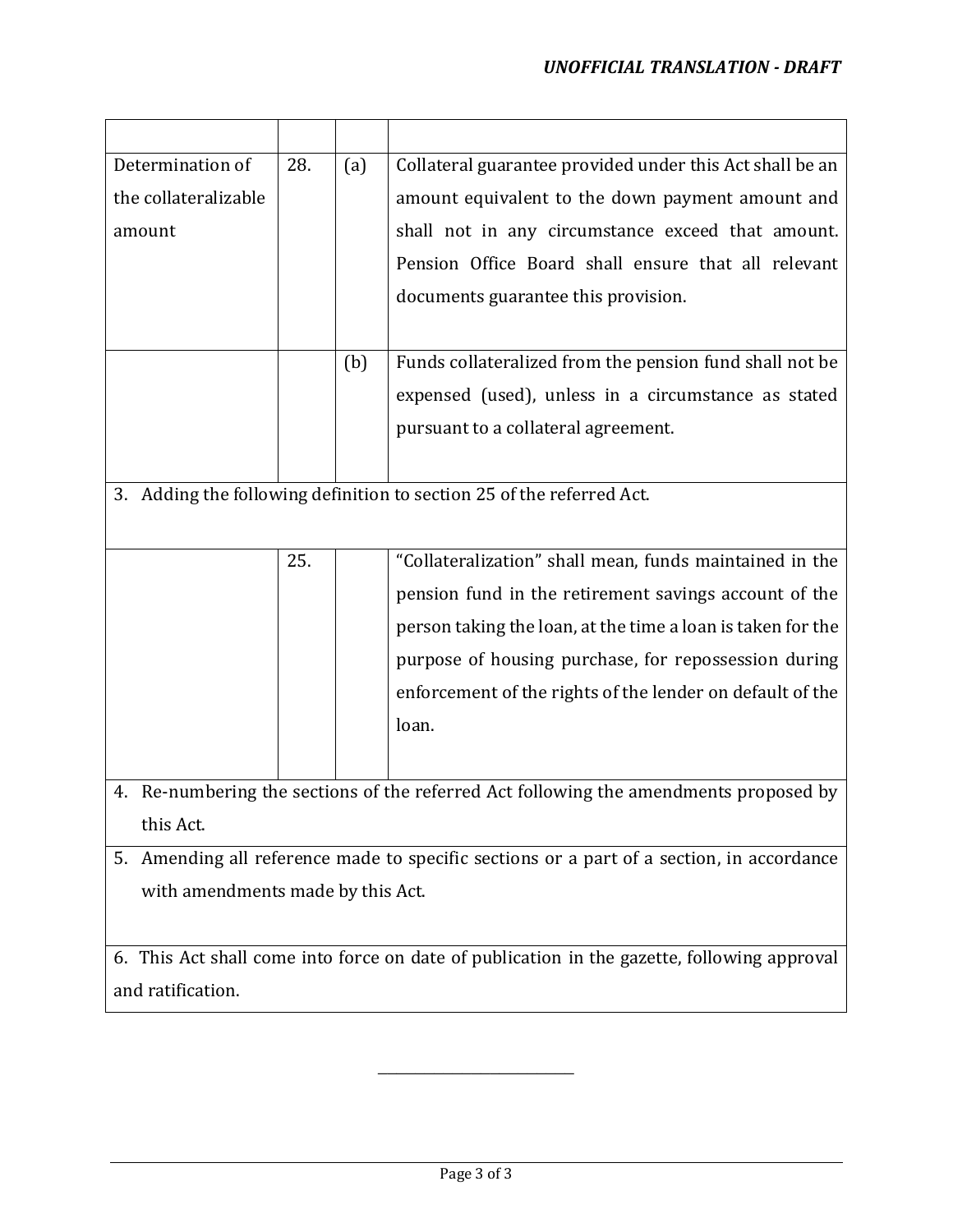| | | | |
|---|---|---|---|
| Determination of the collateralizable amount | 28. | (a) | Collateral guarantee provided under this Act shall be an amount equivalent to the down payment amount and shall not in any circumstance exceed that amount. Pension Office Board shall ensure that all relevant documents guarantee this provision. |
| | | (b) | Funds collateralized from the pension fund shall not be expensed (used), unless in a circumstance as stated pursuant to a collateral agreement. |

3. Adding the following definition to section 25 of the referred Act.

| | | | |
|---|---|---|---|
| | 25. | | "Collateralization" shall mean, funds maintained in the pension fund in the retirement savings account of the person taking the loan, at the time a loan is taken for the purpose of housing purchase, for repossession during enforcement of the rights of the lender on default of the loan. |

4. Re-numbering the sections of the referred Act following the amendments proposed by this Act.

5. Amending all reference made to specific sections or a part of a section, in accordance with amendments made by this Act.

6. This Act shall come into force on date of publication in the gazette, following approval and ratification.

---